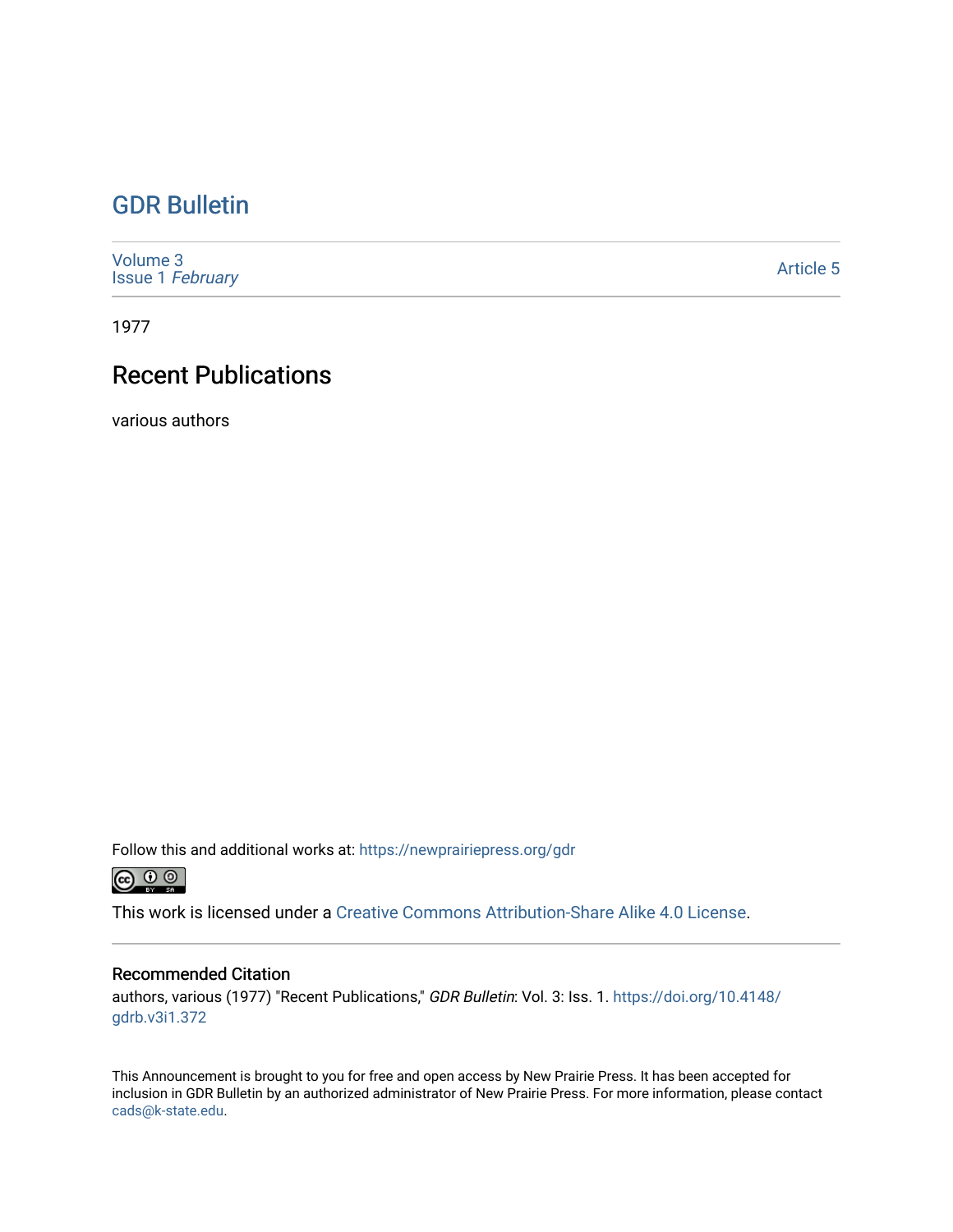# GDR Bulletin

Volume 3
Issue 1 *February*

Article 5

1977

## Recent Publications

various authors

Follow this and additional works at: https://newprairiepress.org/gdr

This work is licensed under a Creative Commons Attribution-Share Alike 4.0 License.

### Recommended Citation

authors, various (1977) "Recent Publications," *GDR Bulletin*: Vol. 3: Iss. 1. https://doi.org/10.4148/gdrb.v3i1.372

This Announcement is brought to you for free and open access by New Prairie Press. It has been accepted for inclusion in GDR Bulletin by an authorized administrator of New Prairie Press. For more information, please contact cads@k-state.edu.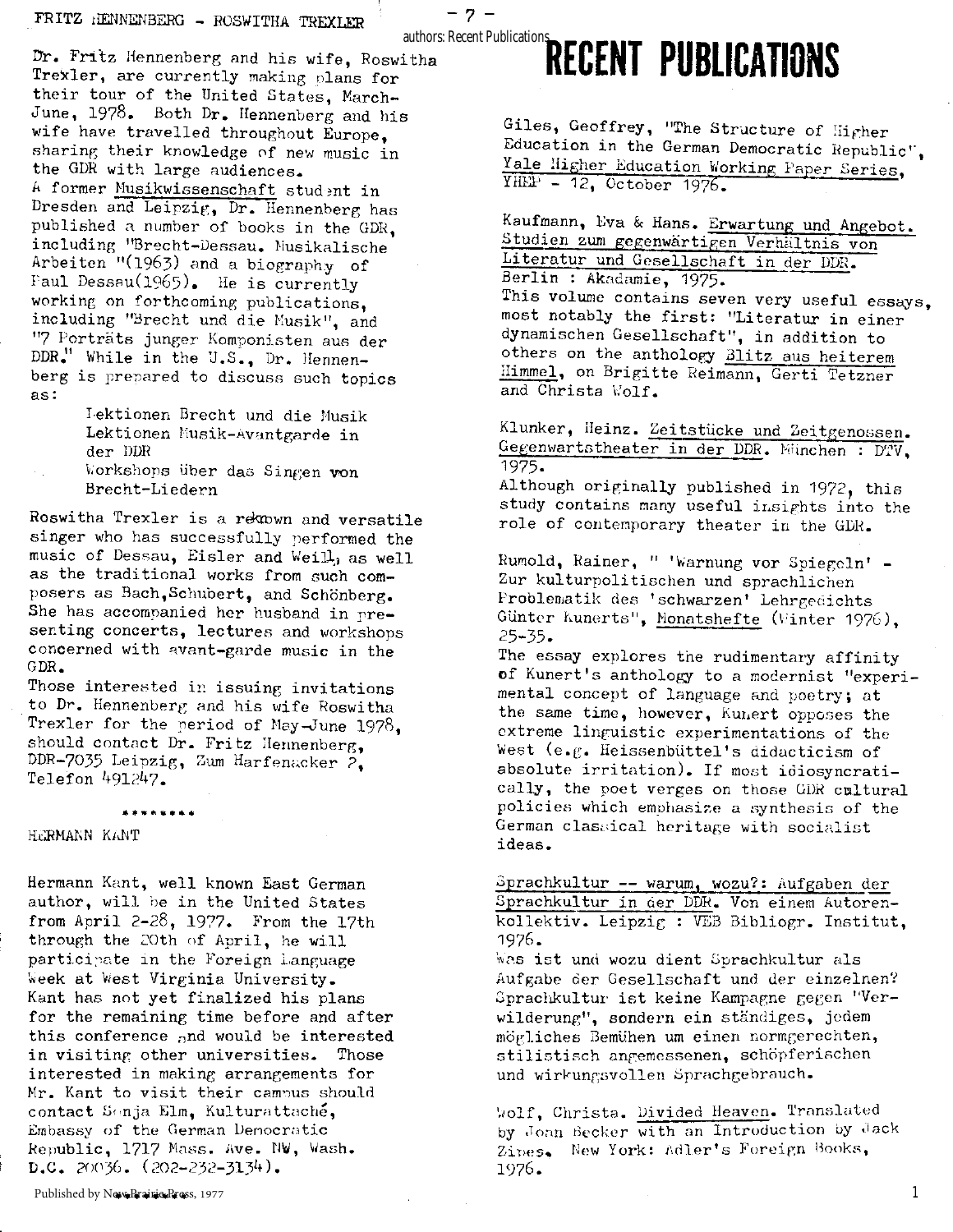## FRITZ HENNENBERG - ROSWITHA TREXLER

Dr. Fritz Hennenberg and his wife, Roswitha Trexler, are currently making plans for their tour of the United States, March-June, 1978. Both Dr. Hennenberg and his wife have travelled throughout Europe, sharing their knowledge of new music in the GDR with large audiences.
A former Musikwissenschaft student in Dresden and Leipzig, Dr. Hennenberg has published a number of books in the GDR, including "Brecht-Dessau. Musikalische Arbeiten "(1963) and a biography of Paul Dessau(1965). He is currently working on forthcoming publications, including "Brecht und die Musik", and "7 Porträts junger Komponisten aus der DDR." While in the U.S., Dr. Hennenberg is prepared to discuss such topics as:

- Lektionen Brecht und die Musik
- Lektionen Musik-Avantgarde in der DDR
- Workshops über das Singen von Brecht-Liedern

Roswitha Trexler is a renown and versatile singer who has successfully performed the music of Dessau, Eisler and Weill, as well as the traditional works from such composers as Bach, Schubert, and Schönberg. She has accompanied her husband in presenting concerts, lectures and workshops concerned with avant-garde music in the GDR.
Those interested in issuing invitations to Dr. Hennenberg and his wife Roswitha Trexler for the period of May-June 1978, should contact Dr. Fritz Hennenberg, DDR-7035 Leipzig, Zum Harfenacker 2, Telefon 491247.

\*\*\*\*\*\*\*\*

## HERMANN KANT

Hermann Kant, well known East German author, will be in the United States from April 2-28, 1977. From the 17th through the 20th of April, he will participate in the Foreign Language Week at West Virginia University. Kant has not yet finalized his plans for the remaining time before and after this conference and would be interested in visiting other universities. Those interested in making arrangements for Mr. Kant to visit their campus should contact Sonja Elm, Kulturattaché, Embassy of the German Democratic Republic, 1717 Mass. Ave. NW, Wash. D.C. 20036. (202-232-3134).

# RECENT PUBLICATIONS

Giles, Geoffrey, "The Structure of Higher Education in the German Democratic Republic", Yale Higher Education Working Paper Series, YHEP - 12, October 1976.

Kaufmann, Eva & Hans. Erwartung und Angebot. Studien zum gegenwärtigen Verhältnis von Literatur und Gesellschaft in der DDR. Berlin : Akademie, 1975.
This volume contains seven very useful essays, most notably the first: "Literatur in einer dynamischen Gesellschaft", in addition to others on the anthology Blitz aus heiterem Himmel, on Brigitte Reimann, Gerti Tetzner and Christa Wolf.

Klunker, Heinz. Zeitstücke und Zeitgenossen. Gegenwartstheater in der DDR. München : DTV, 1975.
Although originally published in 1972, this study contains many useful insights into the role of contemporary theater in the GDR.

Rumold, Rainer, " 'Warnung vor Spiegeln' - Zur kulturpolitischen und sprachlichen Problematik des 'schwarzen' Lehrgedichts Günter Kunerts", Monatshefte (Winter 1976), 25-35.
The essay explores the rudimentary affinity of Kunert's anthology to a modernist "experimental concept of language and poetry; at the same time, however, Kunert opposes the extreme linguistic experimentations of the West (e.g. Heissenbüttel's didacticism of absolute irritation). If most idiosyncratically, the poet verges on those GDR cultural policies which emphasize a synthesis of the German classical heritage with socialist ideas.

Sprachkultur -- warum, wozu?: Aufgaben der Sprachkultur in der DDR. Von einem Autorenkollektiv. Leipzig : VEB Bibliogr. Institut, 1976.
Was ist und wozu dient Sprachkultur als Aufgabe der Gesellschaft und der einzelnen? Sprachkultur ist keine Kampagne gegen "Verwilderung", sondern ein ständiges, jedem mögliches Bemühen um einen normgerechten, stilistisch angemessenen, schöpferischen und wirkungsvollen Sprachgebrauch.

Wolf, Christa. Divided Heaven. Translated by Joan Becker with an Introduction by Jack Zipes. New York: Adler's Foreign Books, 1976.